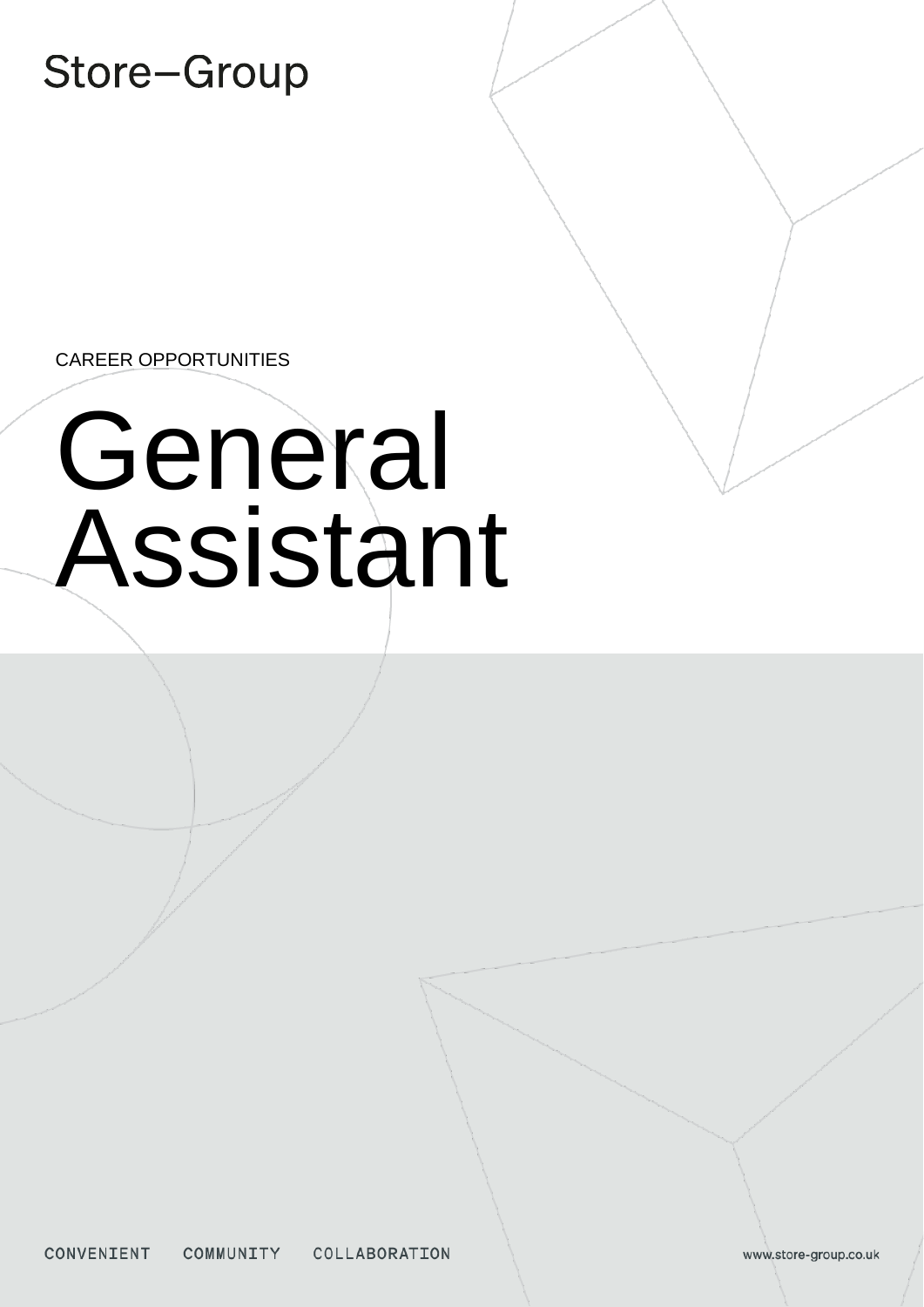Store–Group

CAREER OPPORTUNITIES

# General Assistant

CONVENIENT COMMUNITY COLLABORATION

www.store-group.co.uk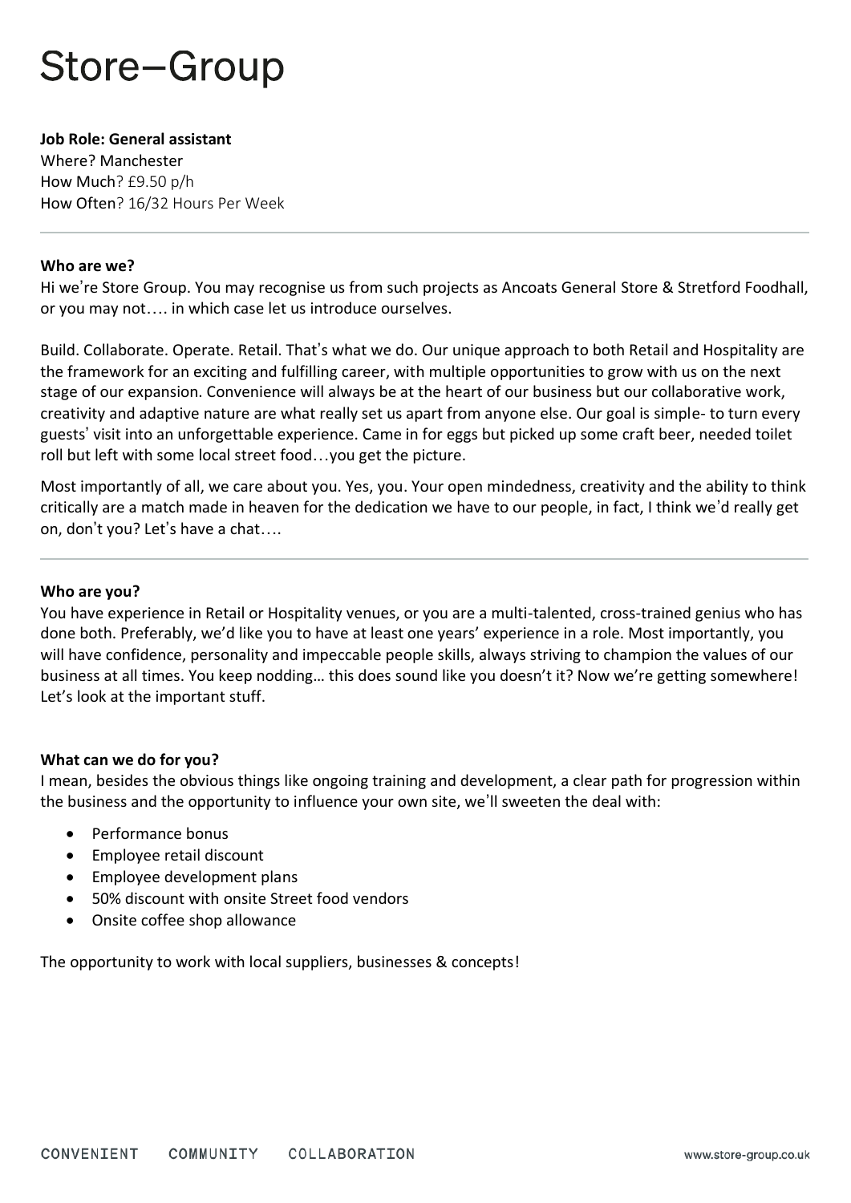# Store–Group

**Job Role: General assistant**
Where? Manchester
How Much? £9.50 p/h
How Often? 16/32 Hours Per Week

---

**Who are we?**

Hi we're Store Group. You may recognise us from such projects as Ancoats General Store & Stretford Foodhall, or you may not…. in which case let us introduce ourselves.

Build. Collaborate. Operate. Retail. That's what we do. Our unique approach to both Retail and Hospitality are the framework for an exciting and fulfilling career, with multiple opportunities to grow with us on the next stage of our expansion. Convenience will always be at the heart of our business but our collaborative work, creativity and adaptive nature are what really set us apart from anyone else. Our goal is simple- to turn every guests' visit into an unforgettable experience. Came in for eggs but picked up some craft beer, needed toilet roll but left with some local street food…you get the picture.

Most importantly of all, we care about you. Yes, you. Your open mindedness, creativity and the ability to think critically are a match made in heaven for the dedication we have to our people, in fact, I think we'd really get on, don't you? Let's have a chat….

---

**Who are you?**

You have experience in Retail or Hospitality venues, or you are a multi-talented, cross-trained genius who has done both. Preferably, we'd like you to have at least one years' experience in a role. Most importantly, you will have confidence, personality and impeccable people skills, always striving to champion the values of our business at all times. You keep nodding… this does sound like you doesn't it? Now we're getting somewhere! Let's look at the important stuff.

**What can we do for you?**

I mean, besides the obvious things like ongoing training and development, a clear path for progression within the business and the opportunity to influence your own site, we'll sweeten the deal with:

- Performance bonus
- Employee retail discount
- Employee development plans
- 50% discount with onsite Street food vendors
- Onsite coffee shop allowance

The opportunity to work with local suppliers, businesses & concepts!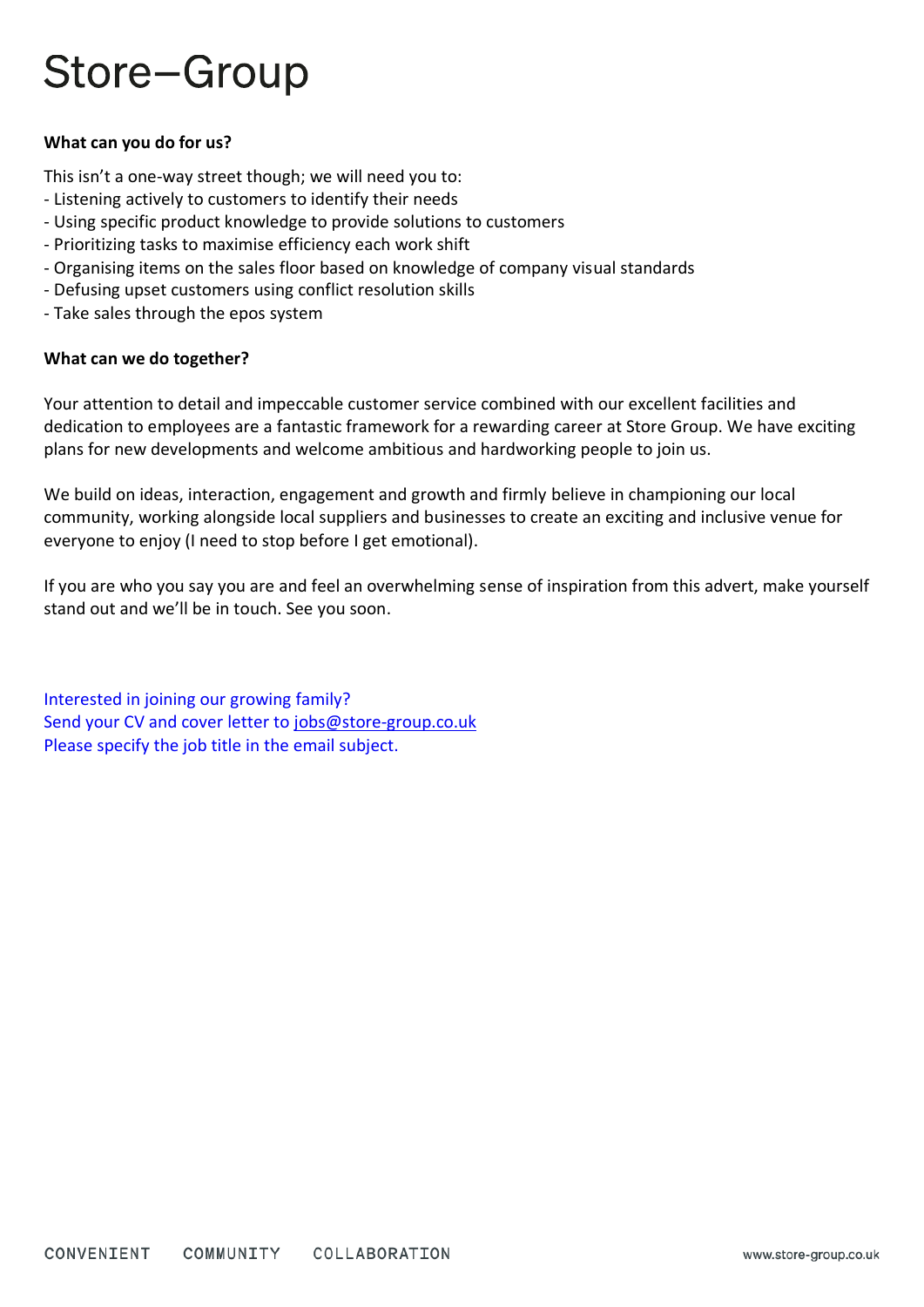# Store–Group

**What can you do for us?**

This isn't a one-way street though; we will need you to:
- Listening actively to customers to identify their needs
- Using specific product knowledge to provide solutions to customers
- Prioritizing tasks to maximise efficiency each work shift
- Organising items on the sales floor based on knowledge of company visual standards
- Defusing upset customers using conflict resolution skills
- Take sales through the epos system

**What can we do together?**

Your attention to detail and impeccable customer service combined with our excellent facilities and dedication to employees are a fantastic framework for a rewarding career at Store Group. We have exciting plans for new developments and welcome ambitious and hardworking people to join us.

We build on ideas, interaction, engagement and growth and firmly believe in championing our local community, working alongside local suppliers and businesses to create an exciting and inclusive venue for everyone to enjoy (I need to stop before I get emotional).

If you are who you say you are and feel an overwhelming sense of inspiration from this advert, make yourself stand out and we'll be in touch. See you soon.

Interested in joining our growing family?
Send your CV and cover letter to jobs@store-group.co.uk
Please specify the job title in the email subject.

CONVENIENT COMMUNITY COLLABORATION

www.store-group.co.uk